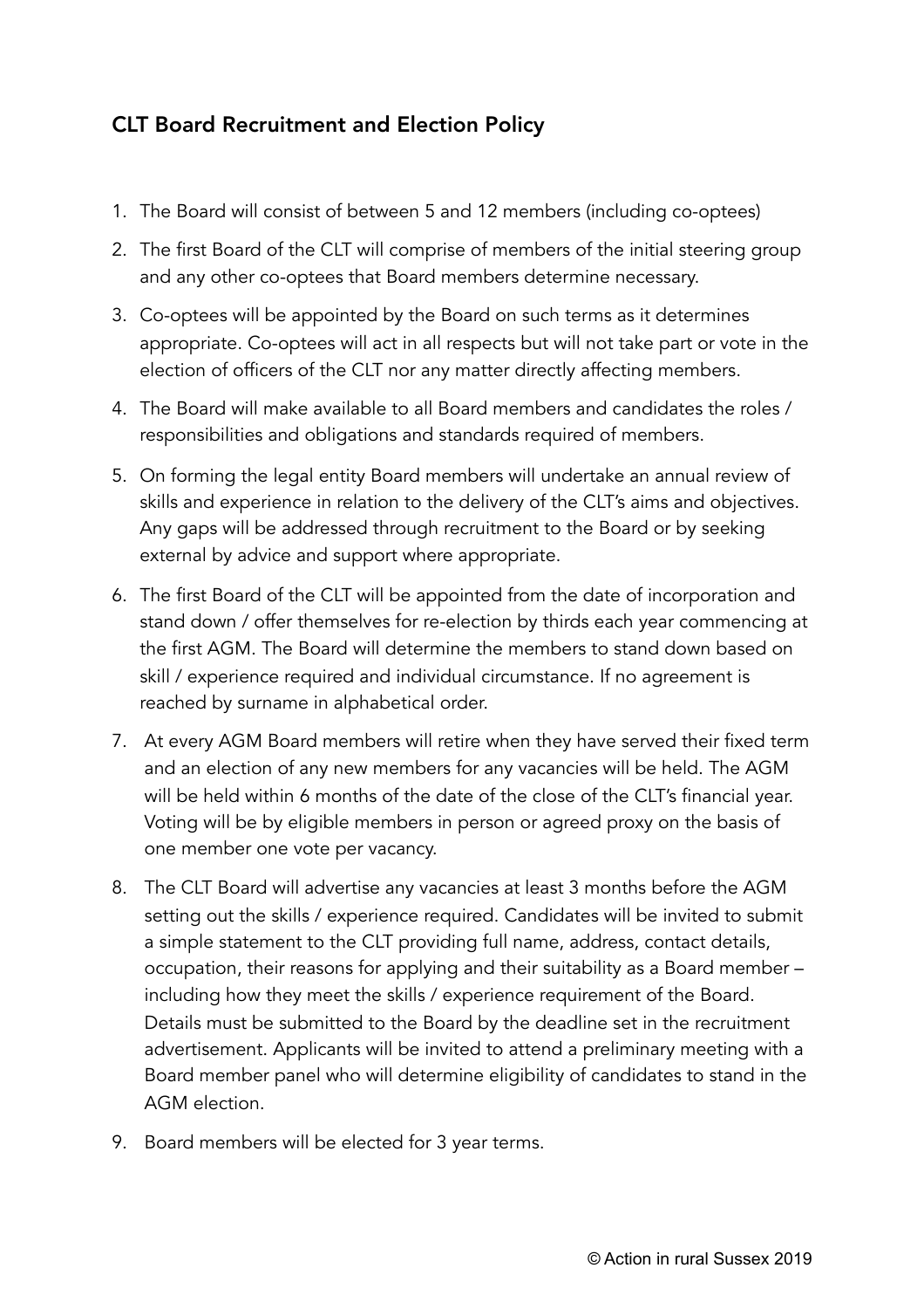## CLT Board Recruitment and Election Policy

1. The Board will consist of between 5 and 12 members (including co-optees)
2. The first Board of the CLT will comprise of members of the initial steering group and any other co-optees that Board members determine necessary.
3. Co-optees will be appointed by the Board on such terms as it determines appropriate. Co-optees will act in all respects but will not take part or vote in the election of officers of the CLT nor any matter directly affecting members.
4. The Board will make available to all Board members and candidates the roles / responsibilities and obligations and standards required of members.
5. On forming the legal entity Board members will undertake an annual review of skills and experience in relation to the delivery of the CLT's aims and objectives. Any gaps will be addressed through recruitment to the Board or by seeking external by advice and support where appropriate.
6. The first Board of the CLT will be appointed from the date of incorporation and stand down / offer themselves for re-election by thirds each year commencing at the first AGM. The Board will determine the members to stand down based on skill / experience required and individual circumstance. If no agreement is reached by surname in alphabetical order.
7. At every AGM Board members will retire when they have served their fixed term and an election of any new members for any vacancies will be held. The AGM will be held within 6 months of the date of the close of the CLT's financial year. Voting will be by eligible members in person or agreed proxy on the basis of one member one vote per vacancy.
8. The CLT Board will advertise any vacancies at least 3 months before the AGM setting out the skills / experience required. Candidates will be invited to submit a simple statement to the CLT providing full name, address, contact details, occupation, their reasons for applying and their suitability as a Board member – including how they meet the skills / experience requirement of the Board. Details must be submitted to the Board by the deadline set in the recruitment advertisement. Applicants will be invited to attend a preliminary meeting with a Board member panel who will determine eligibility of candidates to stand in the AGM election.
9. Board members will be elected for 3 year terms.

© Action in rural Sussex 2019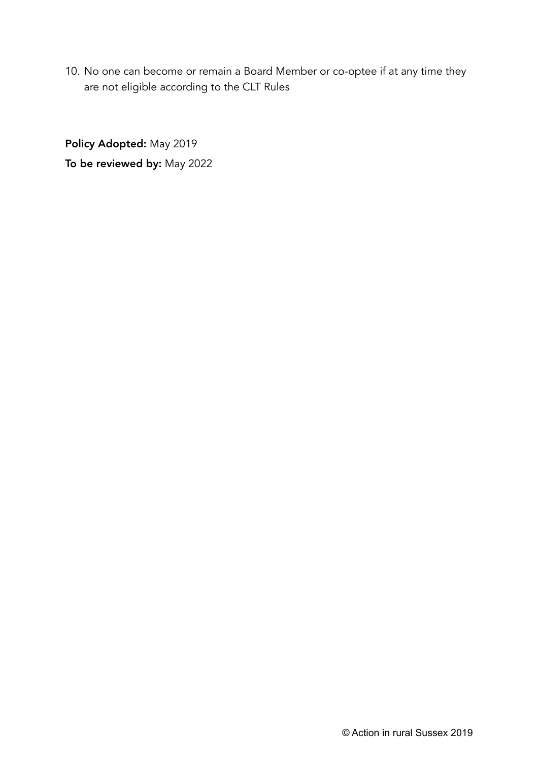10. No one can become or remain a Board Member or co-optee if at any time they are not eligible according to the CLT Rules

**Policy Adopted:** May 2019

**To be reviewed by:** May 2022

© Action in rural Sussex 2019